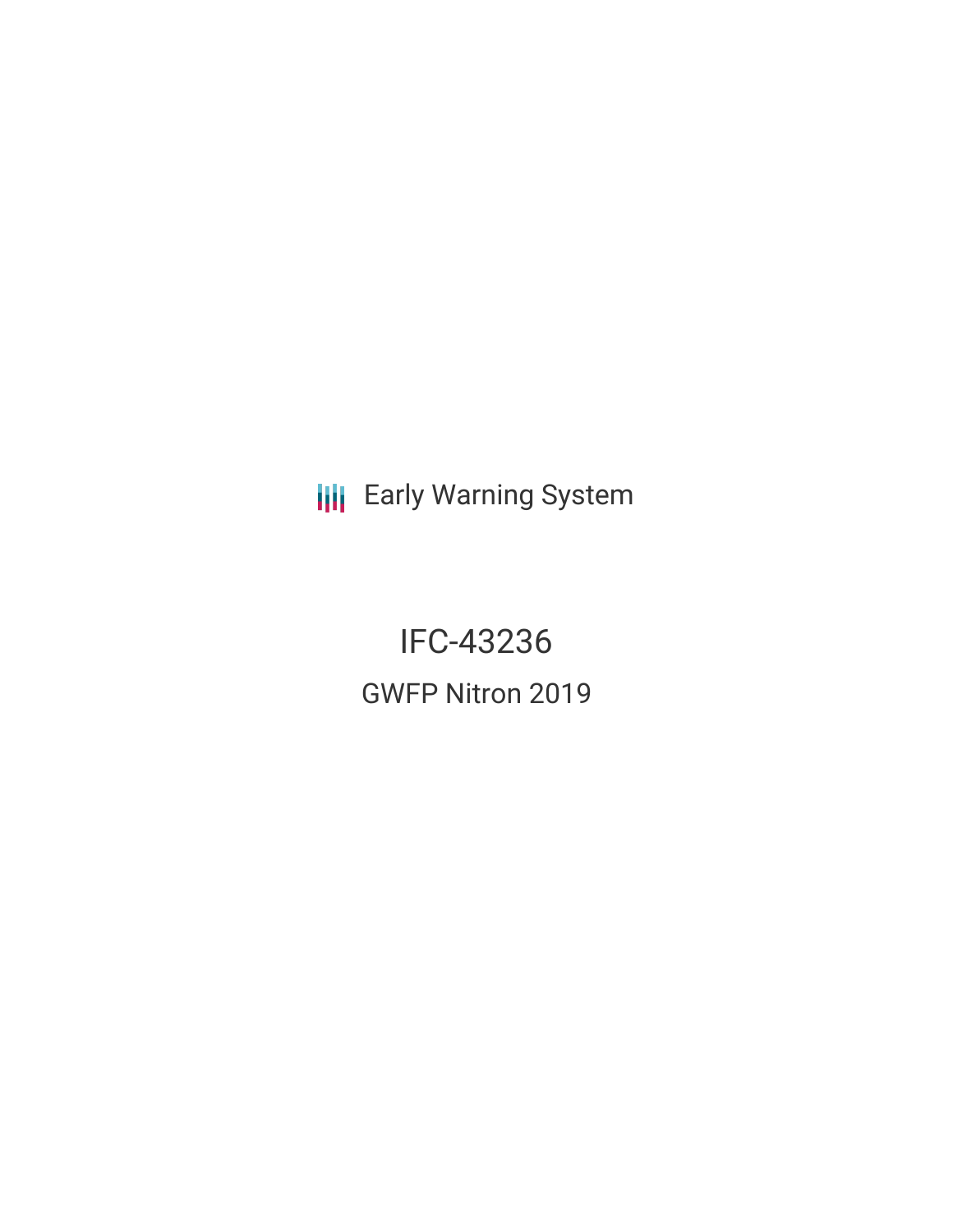Early Warning System

# IFC-43236

## GWFP Nitron 2019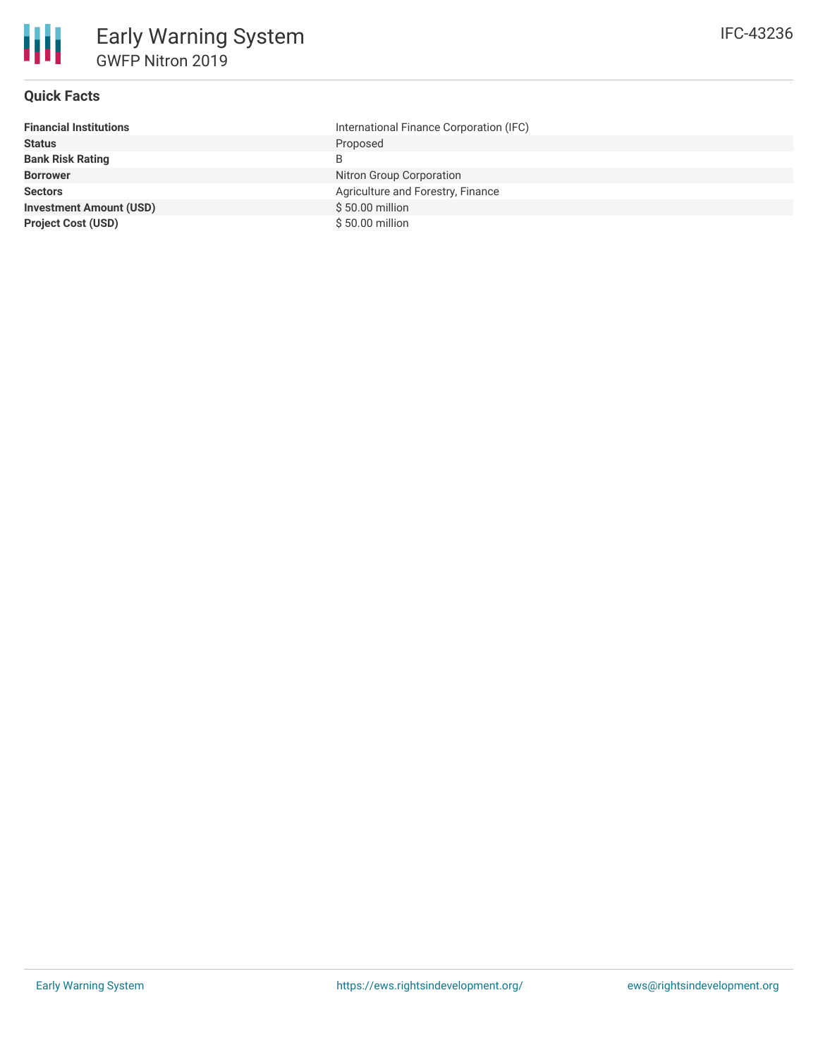# Early Warning System

## GWFP Nitron 2019

IFC-43236

### Quick Facts

| | |
|---|---|
| **Financial Institutions** | International Finance Corporation (IFC) |
| **Status** | Proposed |
| **Bank Risk Rating** | B |
| **Borrower** | Nitron Group Corporation |
| **Sectors** | Agriculture and Forestry, Finance |
| **Investment Amount (USD)** | $ 50.00 million |
| **Project Cost (USD)** | $ 50.00 million |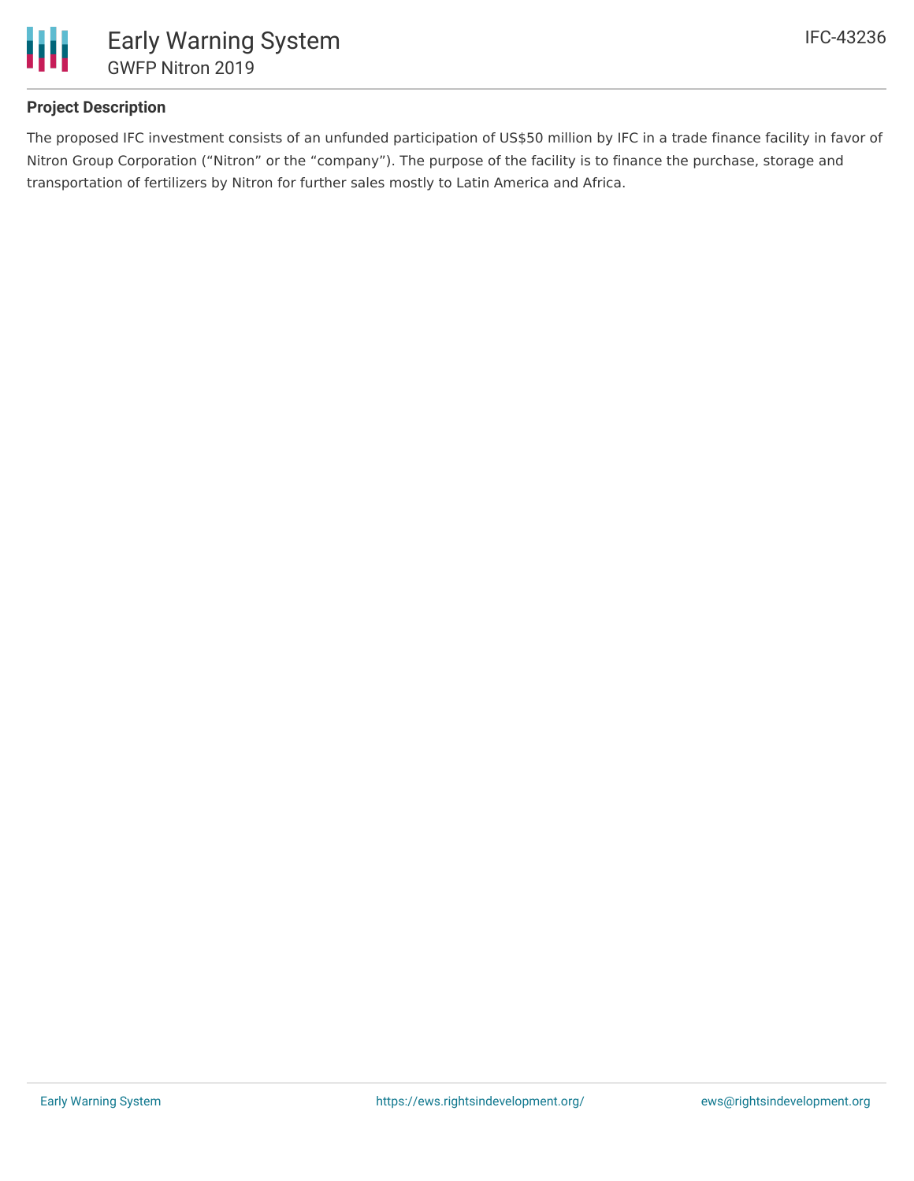## Project Description

The proposed IFC investment consists of an unfunded participation of US$50 million by IFC in a trade finance facility in favor of Nitron Group Corporation ("Nitron" or the "company"). The purpose of the facility is to finance the purchase, storage and transportation of fertilizers by Nitron for further sales mostly to Latin America and Africa.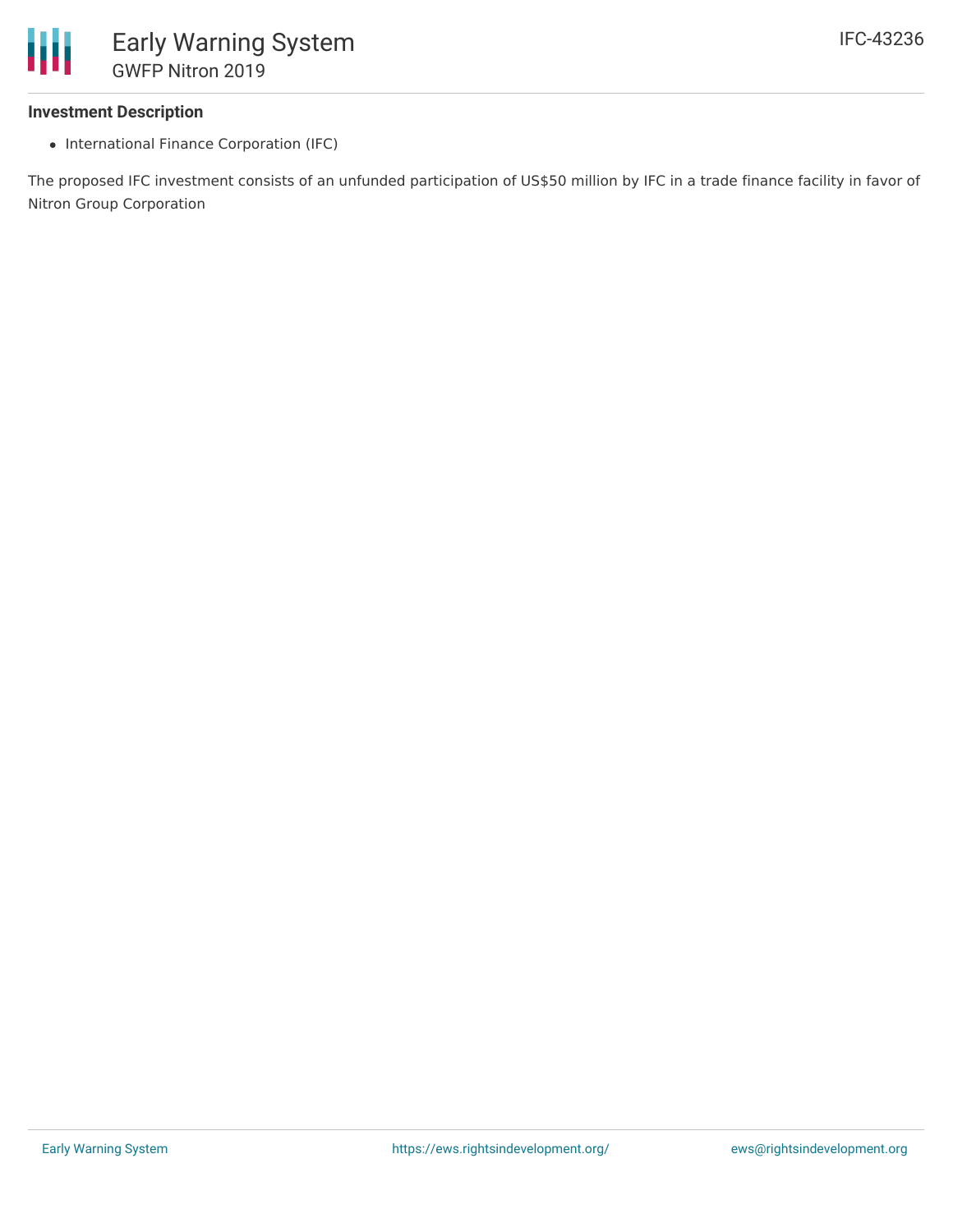### Investment Description

- International Finance Corporation (IFC)

The proposed IFC investment consists of an unfunded participation of US$50 million by IFC in a trade finance facility in favor of Nitron Group Corporation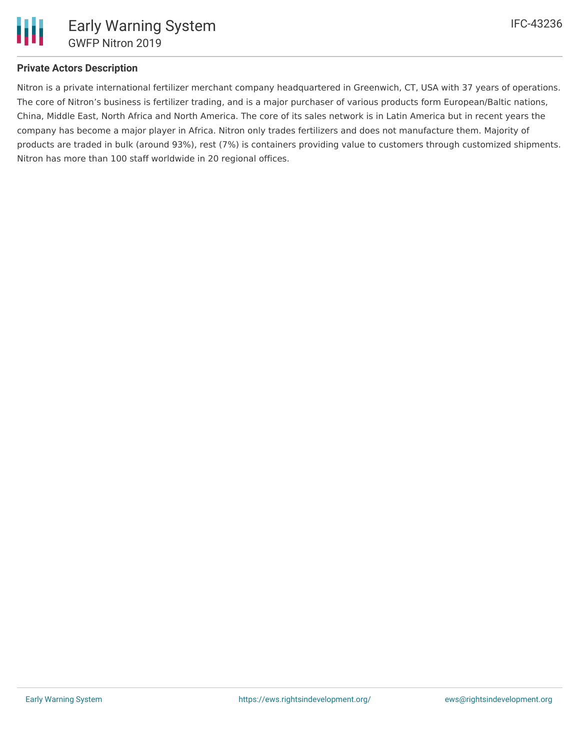**Private Actors Description**

Nitron is a private international fertilizer merchant company headquartered in Greenwich, CT, USA with 37 years of operations. The core of Nitron's business is fertilizer trading, and is a major purchaser of various products form European/Baltic nations, China, Middle East, North Africa and North America. The core of its sales network is in Latin America but in recent years the company has become a major player in Africa. Nitron only trades fertilizers and does not manufacture them. Majority of products are traded in bulk (around 93%), rest (7%) is containers providing value to customers through customized shipments. Nitron has more than 100 staff worldwide in 20 regional offices.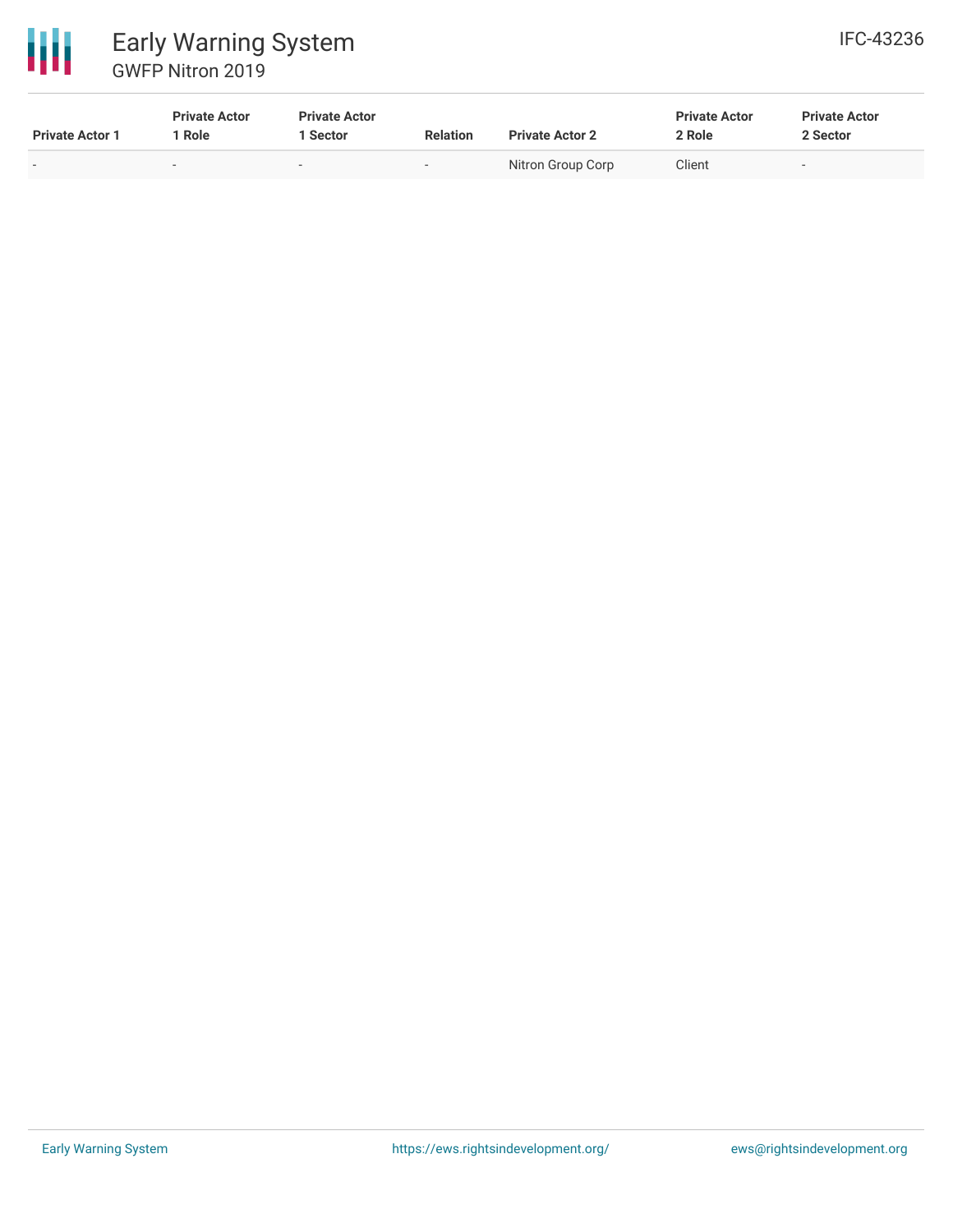| Private Actor 1 | Private Actor 1 Role | Private Actor 1 Sector | Relation | Private Actor 2 | Private Actor 2 Role | Private Actor 2 Sector |
|---|---|---|---|---|---|---|
| - | - | - | - | Nitron Group Corp | Client | - |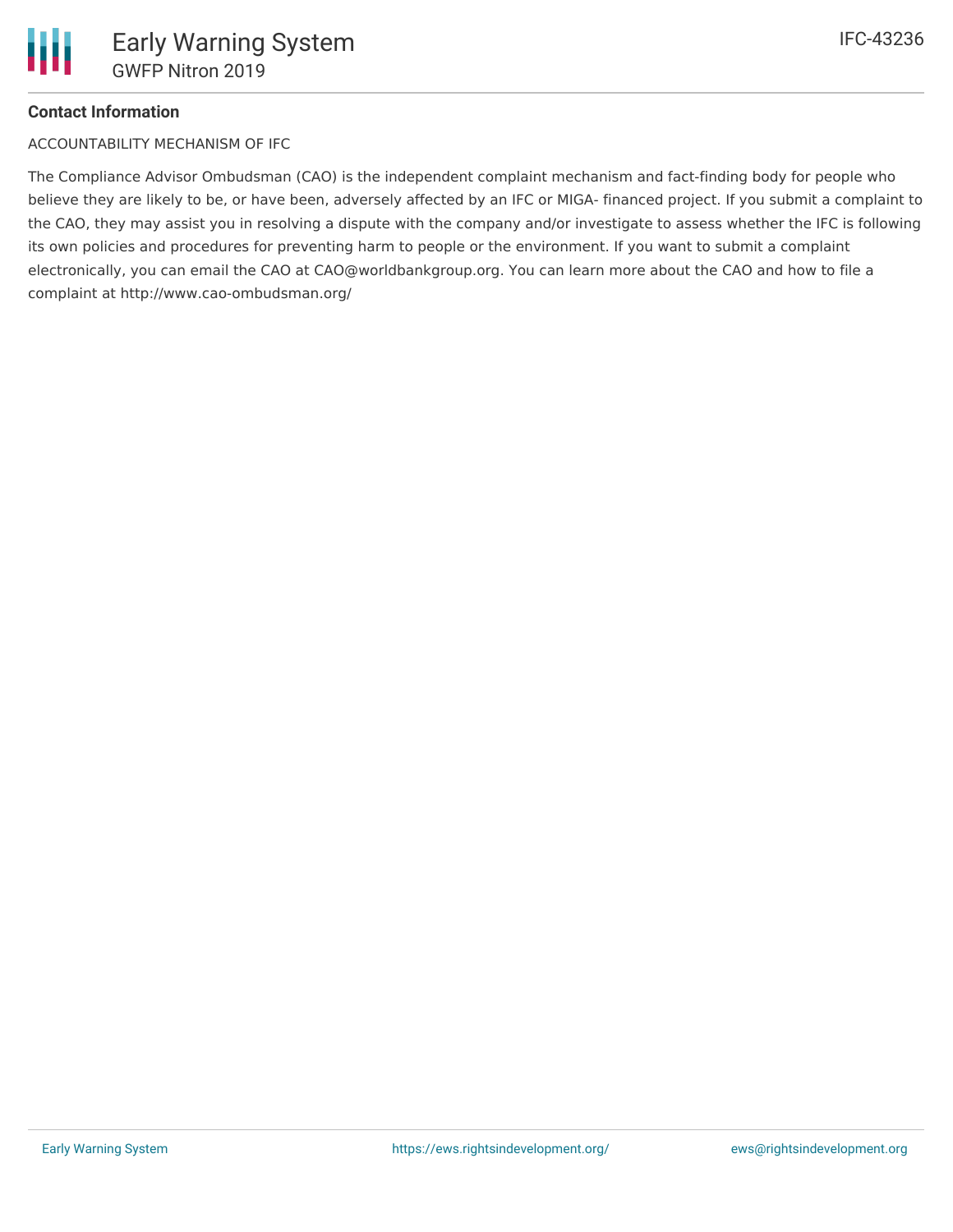**Contact Information**

ACCOUNTABILITY MECHANISM OF IFC

The Compliance Advisor Ombudsman (CAO) is the independent complaint mechanism and fact-finding body for people who believe they are likely to be, or have been, adversely affected by an IFC or MIGA- financed project. If you submit a complaint to the CAO, they may assist you in resolving a dispute with the company and/or investigate to assess whether the IFC is following its own policies and procedures for preventing harm to people or the environment. If you want to submit a complaint electronically, you can email the CAO at CAO@worldbankgroup.org. You can learn more about the CAO and how to file a complaint at http://www.cao-ombudsman.org/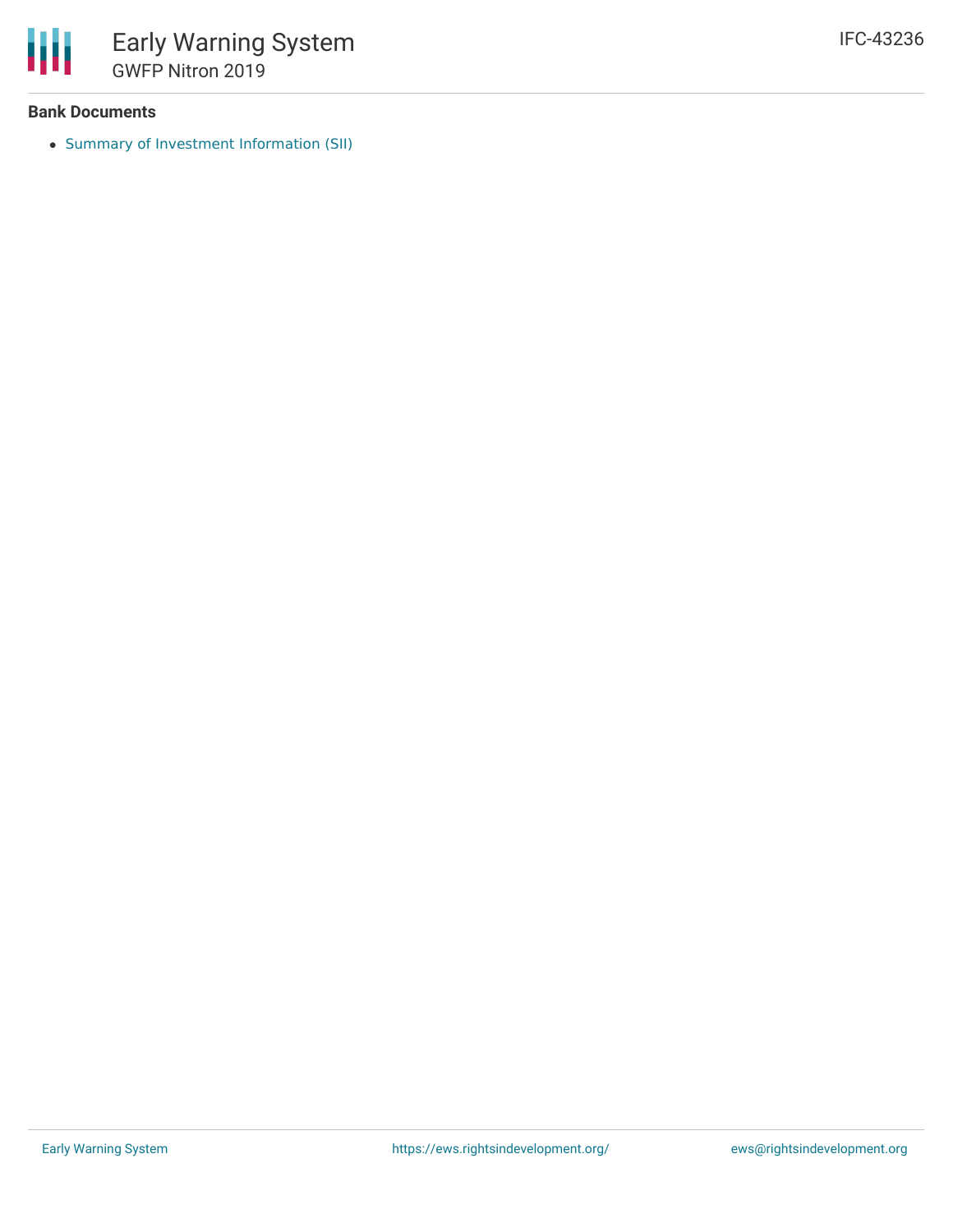**Bank Documents**

- Summary of Investment Information (SII)